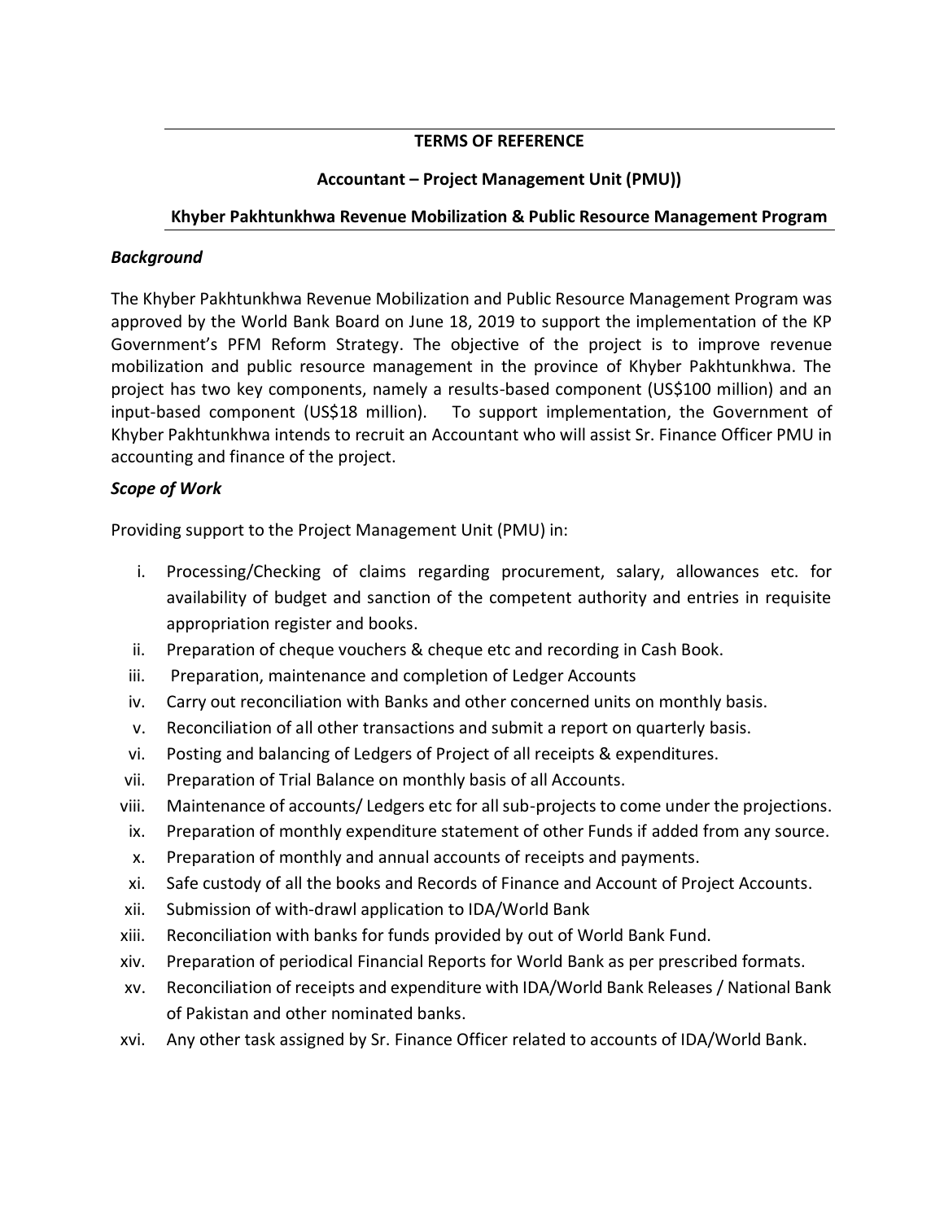**TERMS OF REFERENCE**

**Accountant – Project Management Unit (PMU))**

**Khyber Pakhtunkhwa Revenue Mobilization & Public Resource Management Program**

***Background***

The Khyber Pakhtunkhwa Revenue Mobilization and Public Resource Management Program was approved by the World Bank Board on June 18, 2019 to support the implementation of the KP Government's PFM Reform Strategy. The objective of the project is to improve revenue mobilization and public resource management in the province of Khyber Pakhtunkhwa. The project has two key components, namely a results-based component (US$100 million) and an input-based component (US$18 million). To support implementation, the Government of Khyber Pakhtunkhwa intends to recruit an Accountant who will assist Sr. Finance Officer PMU in accounting and finance of the project.

***Scope of Work***

Providing support to the Project Management Unit (PMU) in:

i. Processing/Checking of claims regarding procurement, salary, allowances etc. for availability of budget and sanction of the competent authority and entries in requisite appropriation register and books.
ii. Preparation of cheque vouchers & cheque etc and recording in Cash Book.
iii. Preparation, maintenance and completion of Ledger Accounts
iv. Carry out reconciliation with Banks and other concerned units on monthly basis.
v. Reconciliation of all other transactions and submit a report on quarterly basis.
vi. Posting and balancing of Ledgers of Project of all receipts & expenditures.
vii. Preparation of Trial Balance on monthly basis of all Accounts.
viii. Maintenance of accounts/ Ledgers etc for all sub-projects to come under the projections.
ix. Preparation of monthly expenditure statement of other Funds if added from any source.
x. Preparation of monthly and annual accounts of receipts and payments.
xi. Safe custody of all the books and Records of Finance and Account of Project Accounts.
xii. Submission of with-drawl application to IDA/World Bank
xiii. Reconciliation with banks for funds provided by out of World Bank Fund.
xiv. Preparation of periodical Financial Reports for World Bank as per prescribed formats.
xv. Reconciliation of receipts and expenditure with IDA/World Bank Releases / National Bank of Pakistan and other nominated banks.
xvi. Any other task assigned by Sr. Finance Officer related to accounts of IDA/World Bank.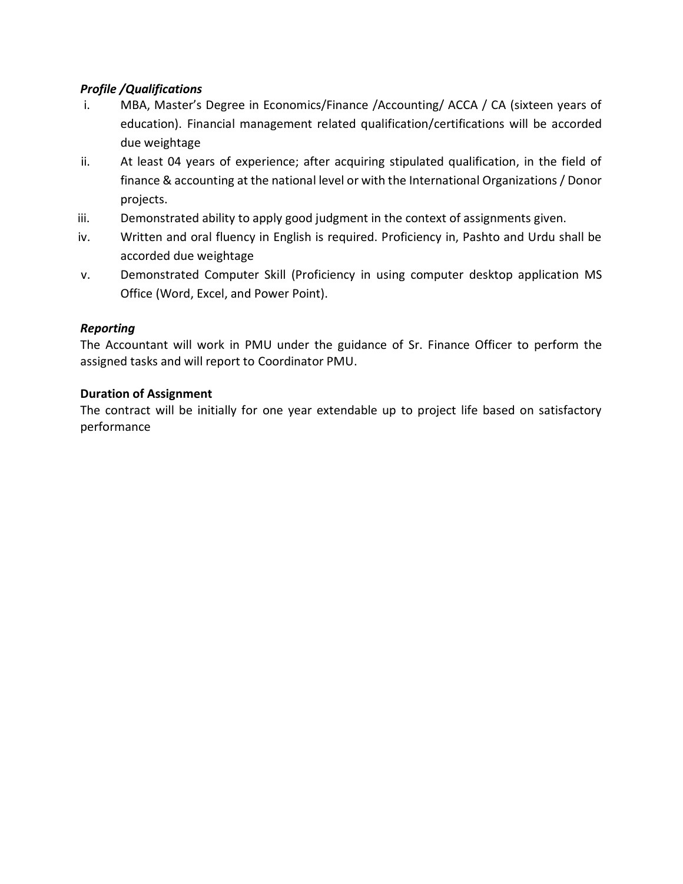***Profile /Qualifications***

i. MBA, Master's Degree in Economics/Finance /Accounting/ ACCA / CA (sixteen years of education). Financial management related qualification/certifications will be accorded due weightage
ii. At least 04 years of experience; after acquiring stipulated qualification, in the field of finance & accounting at the national level or with the International Organizations / Donor projects.
iii. Demonstrated ability to apply good judgment in the context of assignments given.
iv. Written and oral fluency in English is required. Proficiency in, Pashto and Urdu shall be accorded due weightage
v. Demonstrated Computer Skill (Proficiency in using computer desktop application MS Office (Word, Excel, and Power Point).

***Reporting***

The Accountant will work in PMU under the guidance of Sr. Finance Officer to perform the assigned tasks and will report to Coordinator PMU.

**Duration of Assignment**

The contract will be initially for one year extendable up to project life based on satisfactory performance